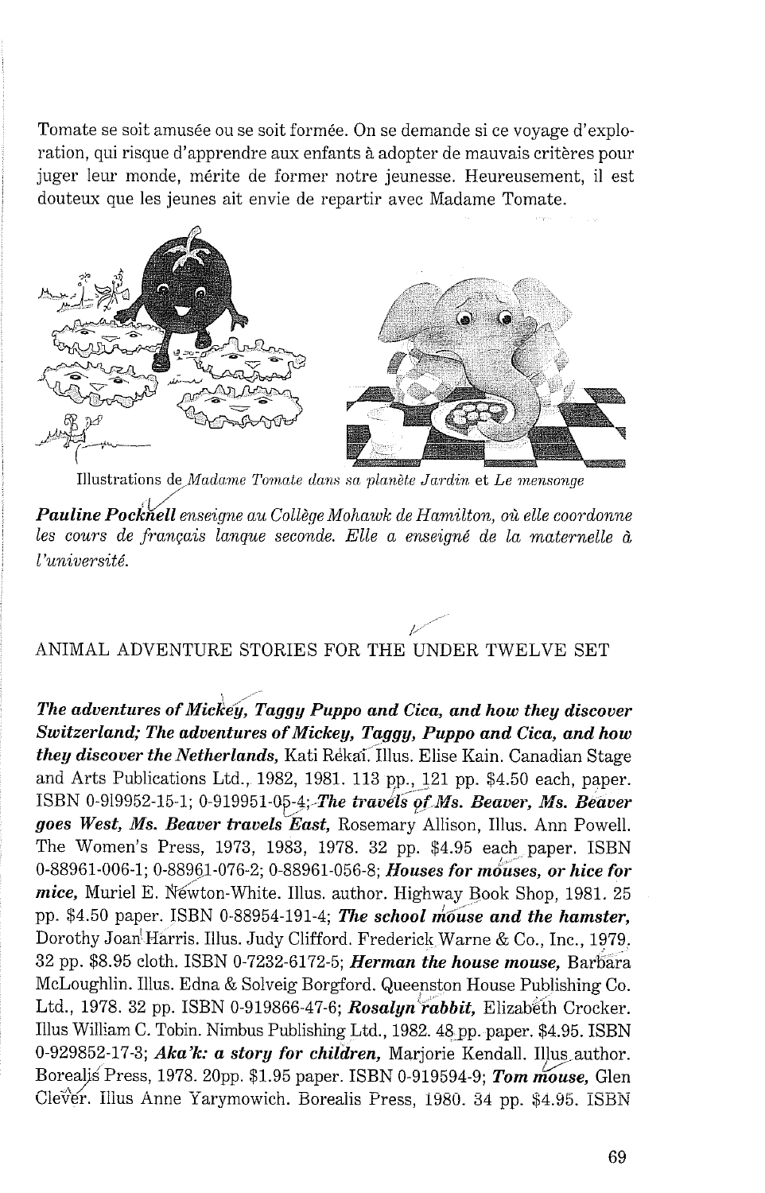Tomate se soit amusée ou se soit formée. On se demande si ce voyage d'exploration, qui risque d'apprendre aux enfants à adopter de mauvais critères pour juger leur monde, mérite de former notre jeunesse. Heureusement, il est douteux que les jeunes ait envie de repartir avec Madame Tomate.

Illustrations de *Madame Tomate dans sa planète Jardin* et *Le mensonge*

***Pauline Pocknell** enseigne au Collège Mohawk de Hamilton, où elle coordonne les cours de français lanque seconde. Elle a enseigné de la maternelle à l'université.*

## ANIMAL ADVENTURE STORIES FOR THE UNDER TWELVE SET

***The adventures of Mickey, Taggy Puppo and Cica, and how they discover Switzerland; The adventures of Mickey, Taggy, Puppo and Cica, and how they discover the Netherlands,*** Kati Rékai. Illus. Elise Kain. Canadian Stage and Arts Publications Ltd., 1982, 1981. 113 pp., 121 pp. $4.50 each, paper. ISBN 0-919952-15-1; 0-919951-05-4; ***The travels of Ms. Beaver, Ms. Beaver goes West, Ms. Beaver travels East,*** Rosemary Allison, Illus. Ann Powell. The Women's Press, 1973, 1983, 1978. 32 pp. $4.95 each paper. ISBN 0-88961-006-1; 0-88961-076-2; 0-88961-056-8; ***Houses for mouses, or hice for mice,*** Muriel E. Newton-White. Illus. author. Highway Book Shop, 1981. 25 pp. $4.50 paper. ISBN 0-88954-191-4; ***The school mouse and the hamster,*** Dorothy Joan Harris. Illus. Judy Clifford. Frederick Warne & Co., Inc., 1979. 32 pp. $8.95 cloth. ISBN 0-7232-6172-5; ***Herman the house mouse,*** Barbara McLoughlin. Illus. Edna & Solveig Borgford. Queenston House Publishing Co. Ltd., 1978. 32 pp. ISBN 0-919866-47-6; ***Rosalyn rabbit,*** Elizabeth Crocker. Illus William C. Tobin. Nimbus Publishing Ltd., 1982. 48 pp. paper. $4.95. ISBN 0-929852-17-3; ***Aka'k: a story for children,*** Marjorie Kendall. Illus author. Borealis Press, 1978. 20pp. $1.95 paper. ISBN 0-919594-9; ***Tom mouse,*** Glen Clever. Illus Anne Yarymowich. Borealis Press, 1980. 34 pp. $4.95. ISBN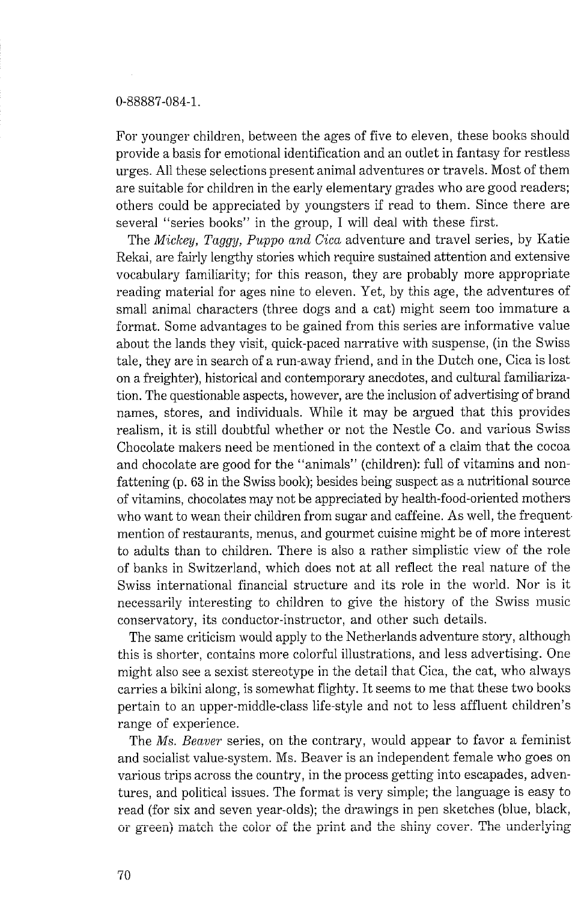0-88887-084-1.

For younger children, between the ages of five to eleven, these books should provide a basis for emotional identification and an outlet in fantasy for restless urges. All these selections present animal adventures or travels. Most of them are suitable for children in the early elementary grades who are good readers; others could be appreciated by youngsters if read to them. Since there are several "series books" in the group, I will deal with these first.

The *Mickey, Taggy, Puppo and Cica* adventure and travel series, by Katie Rekai, are fairly lengthy stories which require sustained attention and extensive vocabulary familiarity; for this reason, they are probably more appropriate reading material for ages nine to eleven. Yet, by this age, the adventures of small animal characters (three dogs and a cat) might seem too immature a format. Some advantages to be gained from this series are informative value about the lands they visit, quick-paced narrative with suspense, (in the Swiss tale, they are in search of a run-away friend, and in the Dutch one, Cica is lost on a freighter), historical and contemporary anecdotes, and cultural familiarization. The questionable aspects, however, are the inclusion of advertising of brand names, stores, and individuals. While it may be argued that this provides realism, it is still doubtful whether or not the Nestle Co. and various Swiss Chocolate makers need be mentioned in the context of a claim that the cocoa and chocolate are good for the "animals" (children): full of vitamins and non-fattening (p. 63 in the Swiss book); besides being suspect as a nutritional source of vitamins, chocolates may not be appreciated by health-food-oriented mothers who want to wean their children from sugar and caffeine. As well, the frequent mention of restaurants, menus, and gourmet cuisine might be of more interest to adults than to children. There is also a rather simplistic view of the role of banks in Switzerland, which does not at all reflect the real nature of the Swiss international financial structure and its role in the world. Nor is it necessarily interesting to children to give the history of the Swiss music conservatory, its conductor-instructor, and other such details.

The same criticism would apply to the Netherlands adventure story, although this is shorter, contains more colorful illustrations, and less advertising. One might also see a sexist stereotype in the detail that Cica, the cat, who always carries a bikini along, is somewhat flighty. It seems to me that these two books pertain to an upper-middle-class life-style and not to less affluent children's range of experience.

The *Ms. Beaver* series, on the contrary, would appear to favor a feminist and socialist value-system. Ms. Beaver is an independent female who goes on various trips across the country, in the process getting into escapades, adventures, and political issues. The format is very simple; the language is easy to read (for six and seven year-olds); the drawings in pen sketches (blue, black, or green) match the color of the print and the shiny cover. The underlying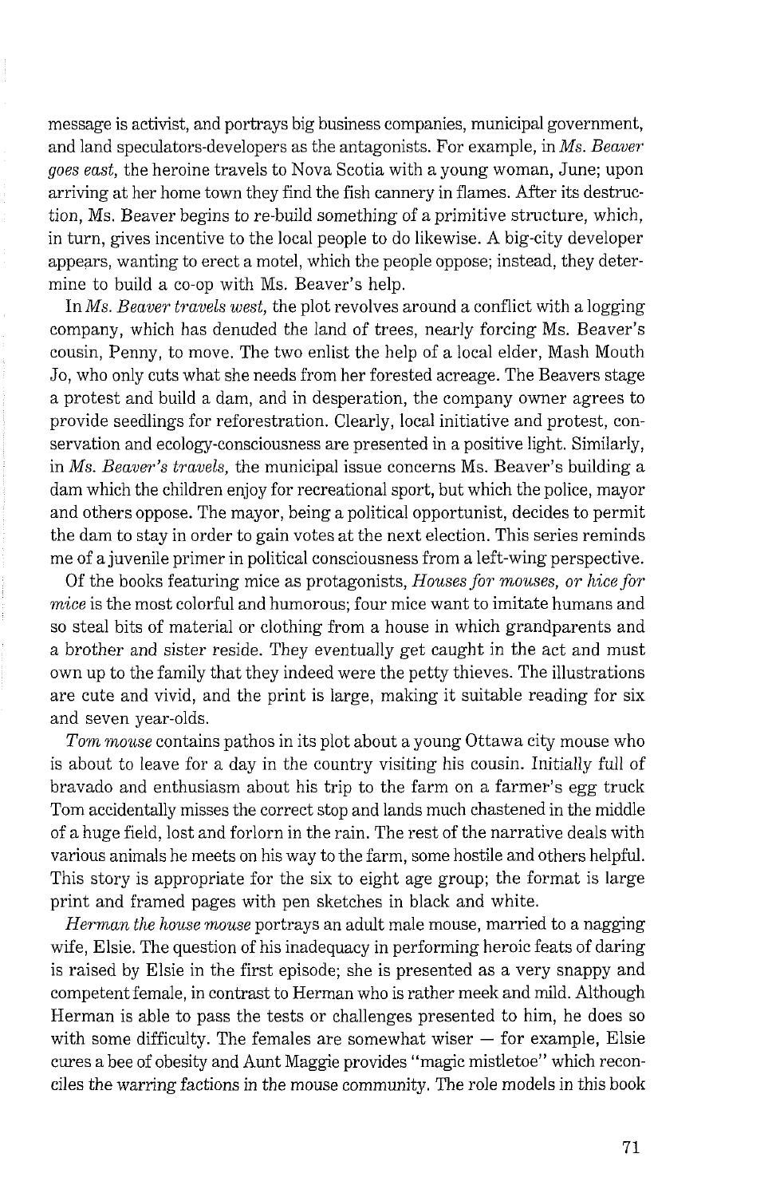message is activist, and portrays big business companies, municipal government, and land speculators-developers as the antagonists. For example, in *Ms. Beaver goes east,* the heroine travels to Nova Scotia with a young woman, June; upon arriving at her home town they find the fish cannery in flames. After its destruction, Ms. Beaver begins to re-build something of a primitive structure, which, in turn, gives incentive to the local people to do likewise. A big-city developer appears, wanting to erect a motel, which the people oppose; instead, they determine to build a co-op with Ms. Beaver's help.

In *Ms. Beaver travels west,* the plot revolves around a conflict with a logging company, which has denuded the land of trees, nearly forcing Ms. Beaver's cousin, Penny, to move. The two enlist the help of a local elder, Mash Mouth Jo, who only cuts what she needs from her forested acreage. The Beavers stage a protest and build a dam, and in desperation, the company owner agrees to provide seedlings for reforestration. Clearly, local initiative and protest, conservation and ecology-consciousness are presented in a positive light. Similarly, in *Ms. Beaver's travels,* the municipal issue concerns Ms. Beaver's building a dam which the children enjoy for recreational sport, but which the police, mayor and others oppose. The mayor, being a political opportunist, decides to permit the dam to stay in order to gain votes at the next election. This series reminds me of a juvenile primer in political consciousness from a left-wing perspective.

Of the books featuring mice as protagonists, *Houses for mouses, or hice for mice* is the most colorful and humorous; four mice want to imitate humans and so steal bits of material or clothing from a house in which grandparents and a brother and sister reside. They eventually get caught in the act and must own up to the family that they indeed were the petty thieves. The illustrations are cute and vivid, and the print is large, making it suitable reading for six and seven year-olds.

*Tom mouse* contains pathos in its plot about a young Ottawa city mouse who is about to leave for a day in the country visiting his cousin. Initially full of bravado and enthusiasm about his trip to the farm on a farmer's egg truck Tom accidentally misses the correct stop and lands much chastened in the middle of a huge field, lost and forlorn in the rain. The rest of the narrative deals with various animals he meets on his way to the farm, some hostile and others helpful. This story is appropriate for the six to eight age group; the format is large print and framed pages with pen sketches in black and white.

*Herman the house mouse* portrays an adult male mouse, married to a nagging wife, Elsie. The question of his inadequacy in performing heroic feats of daring is raised by Elsie in the first episode; she is presented as a very snappy and competent female, in contrast to Herman who is rather meek and mild. Although Herman is able to pass the tests or challenges presented to him, he does so with some difficulty. The females are somewhat wiser — for example, Elsie cures a bee of obesity and Aunt Maggie provides "magic mistletoe" which reconciles the warring factions in the mouse community. The role models in this book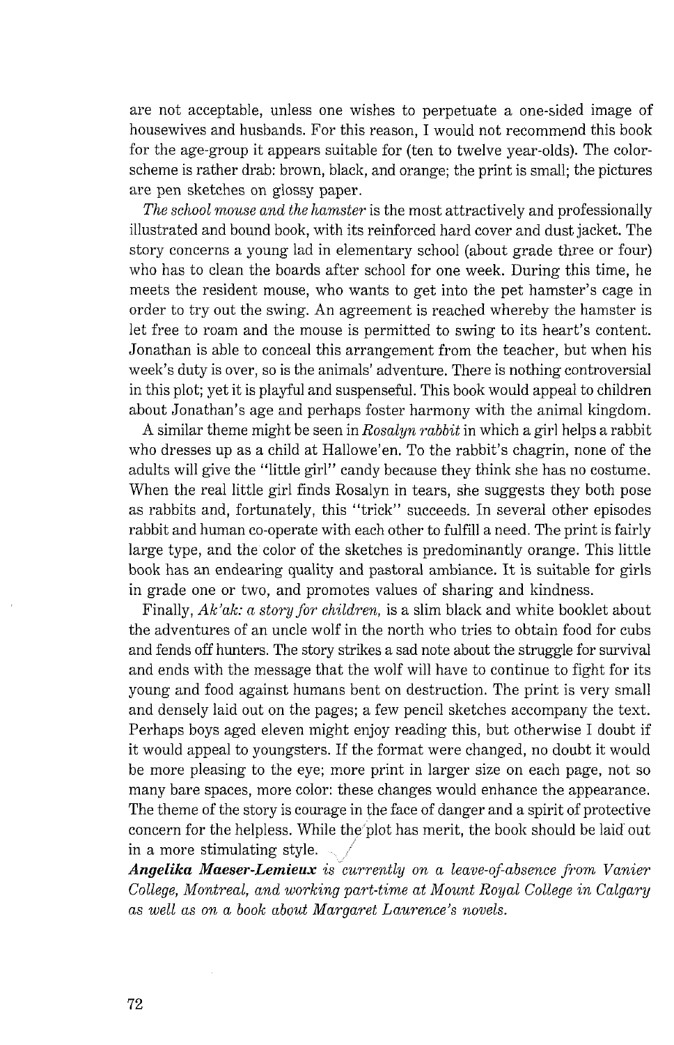are not acceptable, unless one wishes to perpetuate a one-sided image of housewives and husbands. For this reason, I would not recommend this book for the age-group it appears suitable for (ten to twelve year-olds). The color-scheme is rather drab: brown, black, and orange; the print is small; the pictures are pen sketches on glossy paper.

*The school mouse and the hamster* is the most attractively and professionally illustrated and bound book, with its reinforced hard cover and dust jacket. The story concerns a young lad in elementary school (about grade three or four) who has to clean the boards after school for one week. During this time, he meets the resident mouse, who wants to get into the pet hamster's cage in order to try out the swing. An agreement is reached whereby the hamster is let free to roam and the mouse is permitted to swing to its heart's content. Jonathan is able to conceal this arrangement from the teacher, but when his week's duty is over, so is the animals' adventure. There is nothing controversial in this plot; yet it is playful and suspenseful. This book would appeal to children about Jonathan's age and perhaps foster harmony with the animal kingdom.

A similar theme might be seen in *Rosalyn rabbit* in which a girl helps a rabbit who dresses up as a child at Hallowe'en. To the rabbit's chagrin, none of the adults will give the "little girl" candy because they think she has no costume. When the real little girl finds Rosalyn in tears, she suggests they both pose as rabbits and, fortunately, this "trick" succeeds. In several other episodes rabbit and human co-operate with each other to fulfill a need. The print is fairly large type, and the color of the sketches is predominantly orange. This little book has an endearing quality and pastoral ambiance. It is suitable for girls in grade one or two, and promotes values of sharing and kindness.

Finally, *Ak'ak: a story for children,* is a slim black and white booklet about the adventures of an uncle wolf in the north who tries to obtain food for cubs and fends off hunters. The story strikes a sad note about the struggle for survival and ends with the message that the wolf will have to continue to fight for its young and food against humans bent on destruction. The print is very small and densely laid out on the pages; a few pencil sketches accompany the text. Perhaps boys aged eleven might enjoy reading this, but otherwise I doubt if it would appeal to youngsters. If the format were changed, no doubt it would be more pleasing to the eye; more print in larger size on each page, not so many bare spaces, more color: these changes would enhance the appearance. The theme of the story is courage in the face of danger and a spirit of protective concern for the helpless. While the plot has merit, the book should be laid out in a more stimulating style.

***Angelika Maeser-Lemieux*** *is currently on a leave-of-absence from Vanier College, Montreal, and working part-time at Mount Royal College in Calgary as well as on a book about Margaret Laurence's novels.*